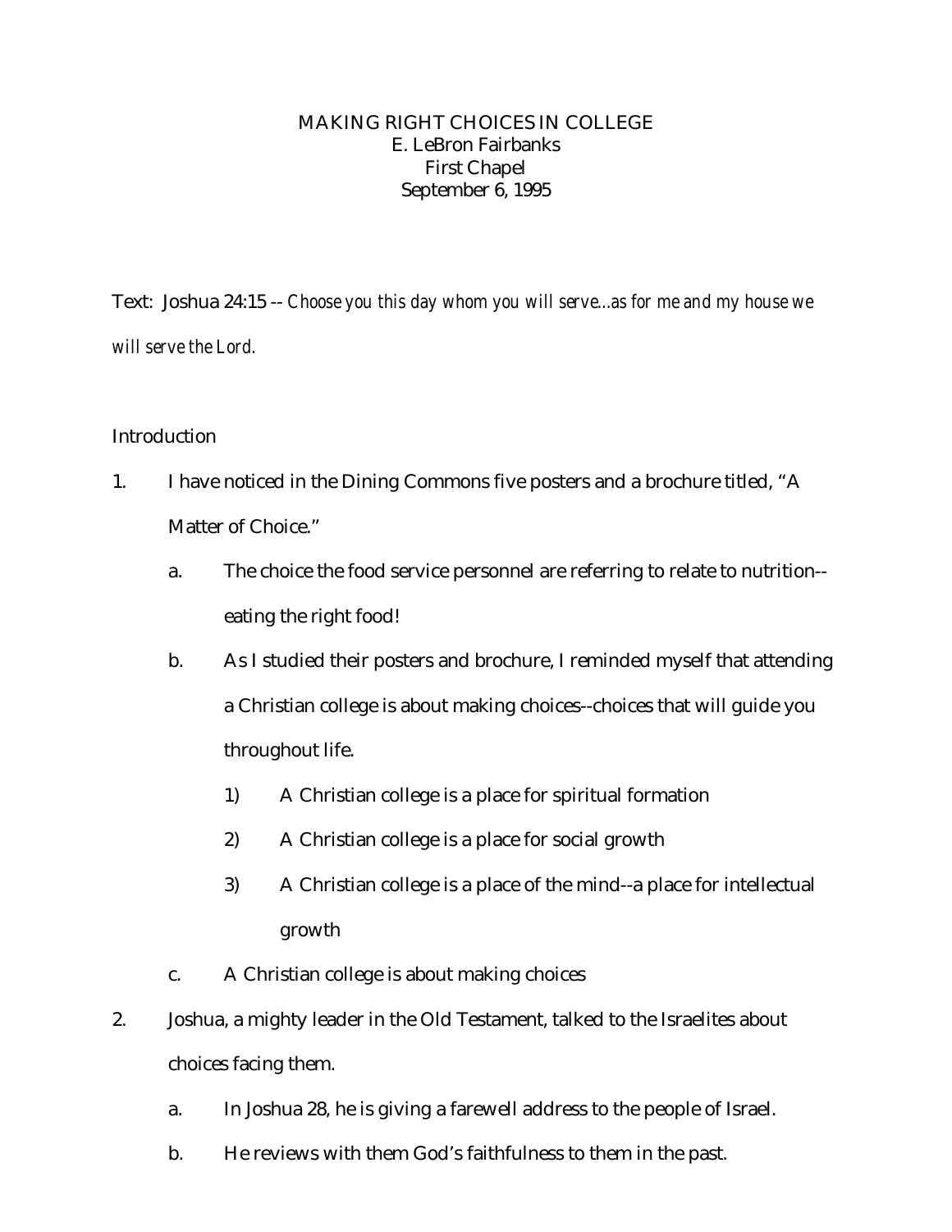MAKING RIGHT CHOICES IN COLLEGE
E. LeBron Fairbanks
First Chapel
September 6, 1995

Text: Joshua 24:15 -- *Choose you this day whom you will serve...as for me and my house we will serve the Lord.*

Introduction

1. I have noticed in the Dining Commons five posters and a brochure titled, "A Matter of Choice."
    a. The choice the food service personnel are referring to relate to nutrition--eating the right food!
    b. As I studied their posters and brochure, I reminded myself that attending a Christian college is about making choices--choices that will guide you throughout life.
        1) A Christian college is a place for spiritual formation
        2) A Christian college is a place for social growth
        3) A Christian college is a place of the mind--a place for intellectual growth
    c. A Christian college is about making choices
2. Joshua, a mighty leader in the Old Testament, talked to the Israelites about choices facing them.
    a. In Joshua 28, he is giving a farewell address to the people of Israel.
    b. He reviews with them God's faithfulness to them in the past.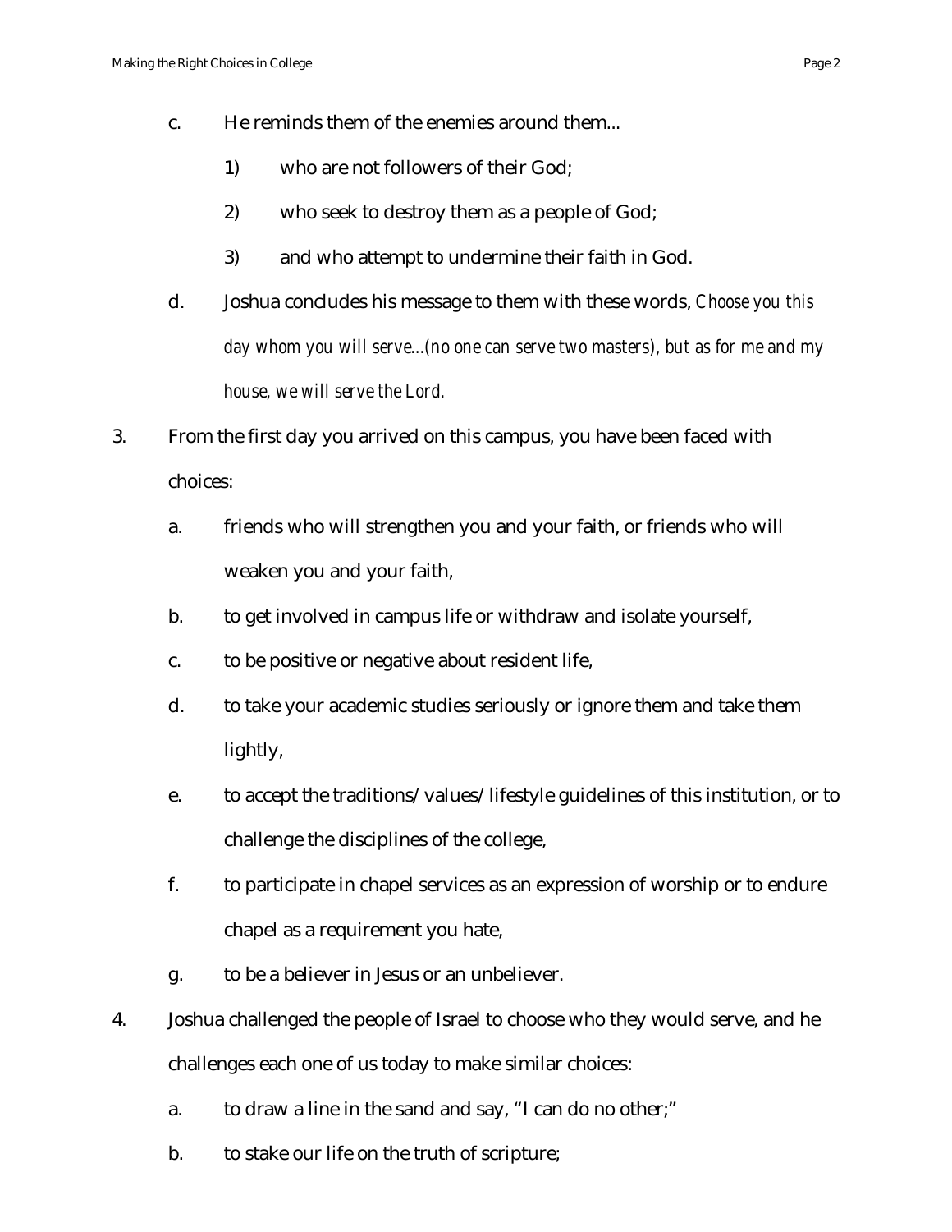c. He reminds them of the enemies around them...

    1) who are not followers of their God;

    2) who seek to destroy them as a people of God;

    3) and who attempt to undermine their faith in God.

d. Joshua concludes his message to them with these words, *Choose you this day whom you will serve...(no one can serve two masters), but as for me and my house, we will serve the Lord.*

3. From the first day you arrived on this campus, you have been faced with choices:

    a. friends who will strengthen you and your faith, or friends who will weaken you and your faith,

    b. to get involved in campus life or withdraw and isolate yourself,

    c. to be positive or negative about resident life,

    d. to take your academic studies seriously or ignore them and take them lightly,

    e. to accept the traditions/values/lifestyle guidelines of this institution, or to challenge the disciplines of the college,

    f. to participate in chapel services as an expression of worship or to endure chapel as a requirement you hate,

    g. to be a believer in Jesus or an unbeliever.

4. Joshua challenged the people of Israel to choose who they would serve, and he challenges each one of us today to make similar choices:

    a. to draw a line in the sand and say, "I can do no other;"

    b. to stake our life on the truth of scripture;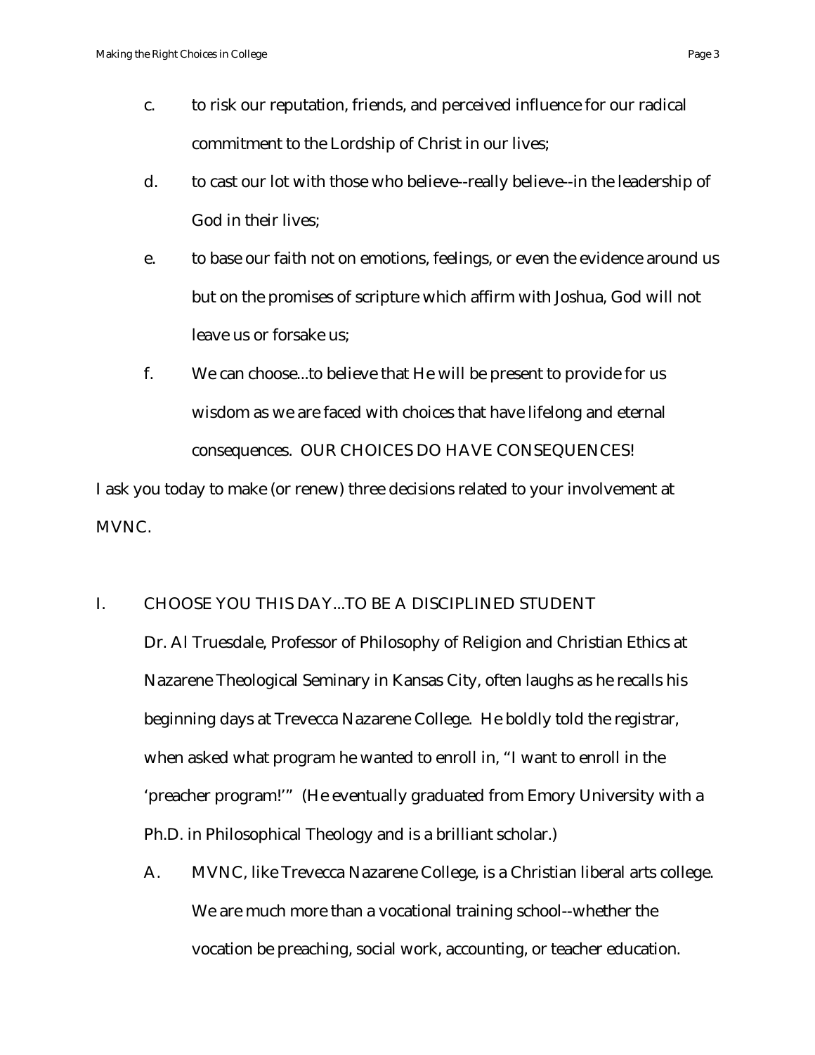c. to risk our reputation, friends, and perceived influence for our radical commitment to the Lordship of Christ in our lives;

d. to cast our lot with those who believe--really believe--in the leadership of God in their lives;

e. to base our faith not on emotions, feelings, or even the evidence around us but on the promises of scripture which affirm with Joshua, God will not leave us or forsake us;

f. We can choose...to believe that He will be present to provide for us wisdom as we are faced with choices that have lifelong and eternal consequences. OUR CHOICES DO HAVE CONSEQUENCES!

I ask you today to make (or renew) three decisions related to your involvement at MVNC.

## I. CHOOSE YOU THIS DAY...TO BE A DISCIPLINED STUDENT

Dr. Al Truesdale, Professor of Philosophy of Religion and Christian Ethics at Nazarene Theological Seminary in Kansas City, often laughs as he recalls his beginning days at Trevecca Nazarene College. He boldly told the registrar, when asked what program he wanted to enroll in, "I want to enroll in the 'preacher program!'" (He eventually graduated from Emory University with a Ph.D. in Philosophical Theology and is a brilliant scholar.)

A. MVNC, like Trevecca Nazarene College, is a Christian liberal arts college. We are much more than a vocational training school--whether the vocation be preaching, social work, accounting, or teacher education.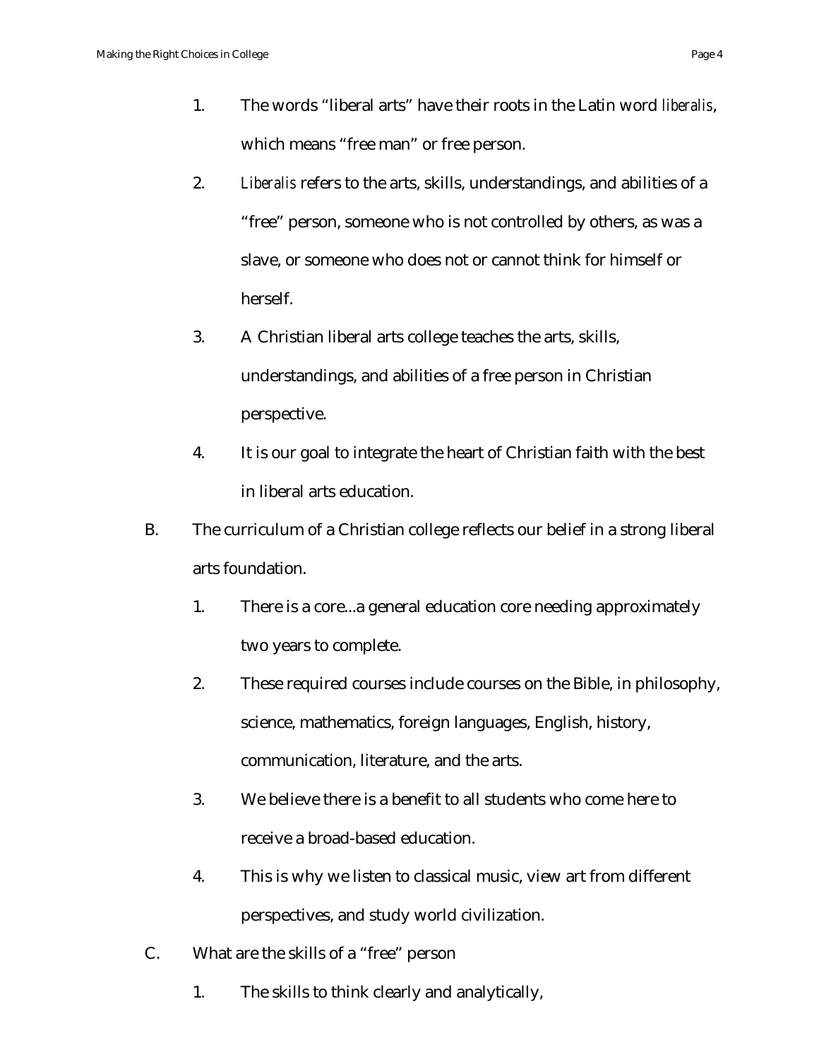1. The words "liberal arts" have their roots in the Latin word *liberalis*, which means "free man" or free person.
2. *Liberalis* refers to the arts, skills, understandings, and abilities of a "free" person, someone who is not controlled by others, as was a slave, or someone who does not or cannot think for himself or herself.
3. A Christian liberal arts college teaches the arts, skills, understandings, and abilities of a free person in Christian perspective.
4. It is our goal to integrate the heart of Christian faith with the best in liberal arts education.

B. The curriculum of a Christian college reflects our belief in a strong liberal arts foundation.

1. There is a core...a general education core needing approximately two years to complete.
2. These required courses include courses on the Bible, in philosophy, science, mathematics, foreign languages, English, history, communication, literature, and the arts.
3. We believe there is a benefit to all students who come here to receive a broad-based education.
4. This is why we listen to classical music, view art from different perspectives, and study world civilization.

C. What are the skills of a "free" person

1. The skills to think clearly and analytically,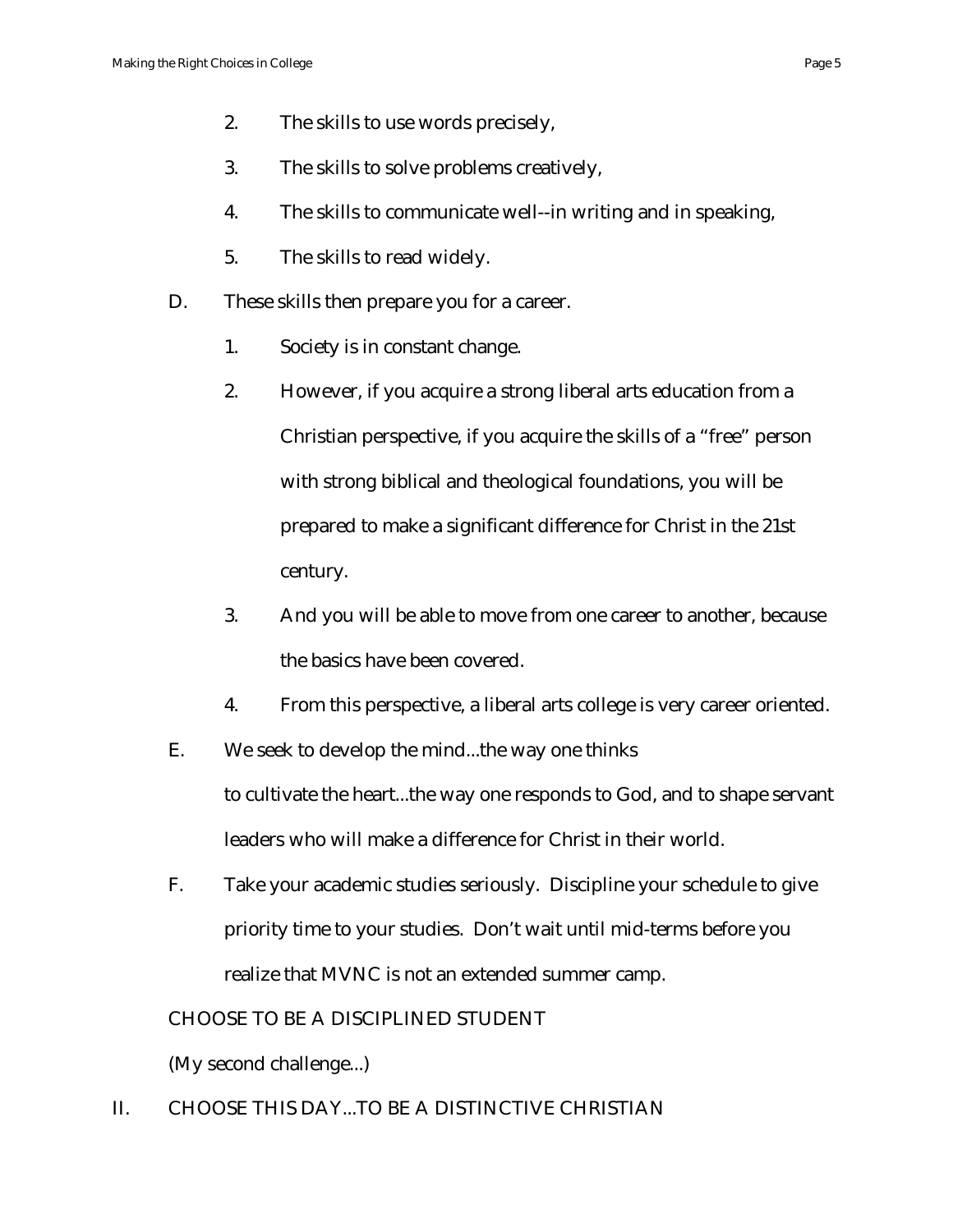2. The skills to use words precisely,
3. The skills to solve problems creatively,
4. The skills to communicate well--in writing and in speaking,
5. The skills to read widely.

D. These skills then prepare you for a career.

1. Society is in constant change.
2. However, if you acquire a strong liberal arts education from a Christian perspective, if you acquire the skills of a "free" person with strong biblical and theological foundations, you will be prepared to make a significant difference for Christ in the 21st century.
3. And you will be able to move from one career to another, because the basics have been covered.
4. From this perspective, a liberal arts college is very career oriented.

E. We seek to develop the mind...the way one thinks
to cultivate the heart...the way one responds to God, and to shape servant leaders who will make a difference for Christ in their world.

F. Take your academic studies seriously. Discipline your schedule to give priority time to your studies. Don't wait until mid-terms before you realize that MVNC is not an extended summer camp.

CHOOSE TO BE A DISCIPLINED STUDENT

(My second challenge...)

II. CHOOSE THIS DAY...TO BE A DISTINCTIVE CHRISTIAN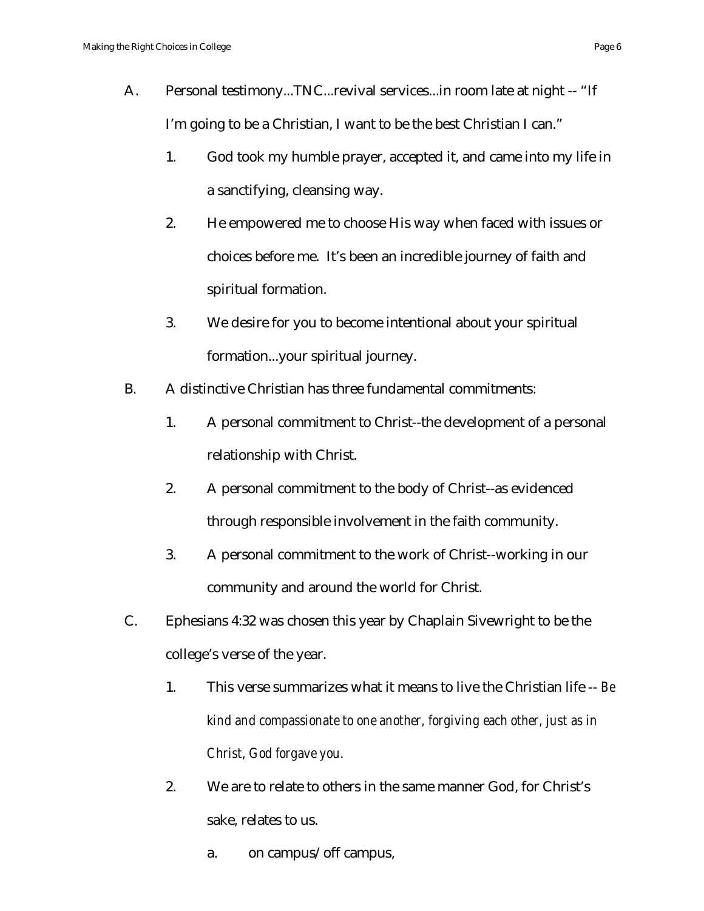A. Personal testimony...TNC...revival services...in room late at night -- "If I'm going to be a Christian, I want to be the best Christian I can."

   1. God took my humble prayer, accepted it, and came into my life in a sanctifying, cleansing way.

   2. He empowered me to choose His way when faced with issues or choices before me. It's been an incredible journey of faith and spiritual formation.

   3. We desire for you to become intentional about your spiritual formation...your spiritual journey.

B. A distinctive Christian has three fundamental commitments:

   1. A personal commitment to Christ--the development of a personal relationship with Christ.

   2. A personal commitment to the body of Christ--as evidenced through responsible involvement in the faith community.

   3. A personal commitment to the work of Christ--working in our community and around the world for Christ.

C. Ephesians 4:32 was chosen this year by Chaplain Sivewright to be the college's verse of the year.

   1. This verse summarizes what it means to live the Christian life -- *Be kind and compassionate to one another, forgiving each other, just as in Christ, God forgave you.*

   2. We are to relate to others in the same manner God, for Christ's sake, relates to us.

      a. on campus/off campus,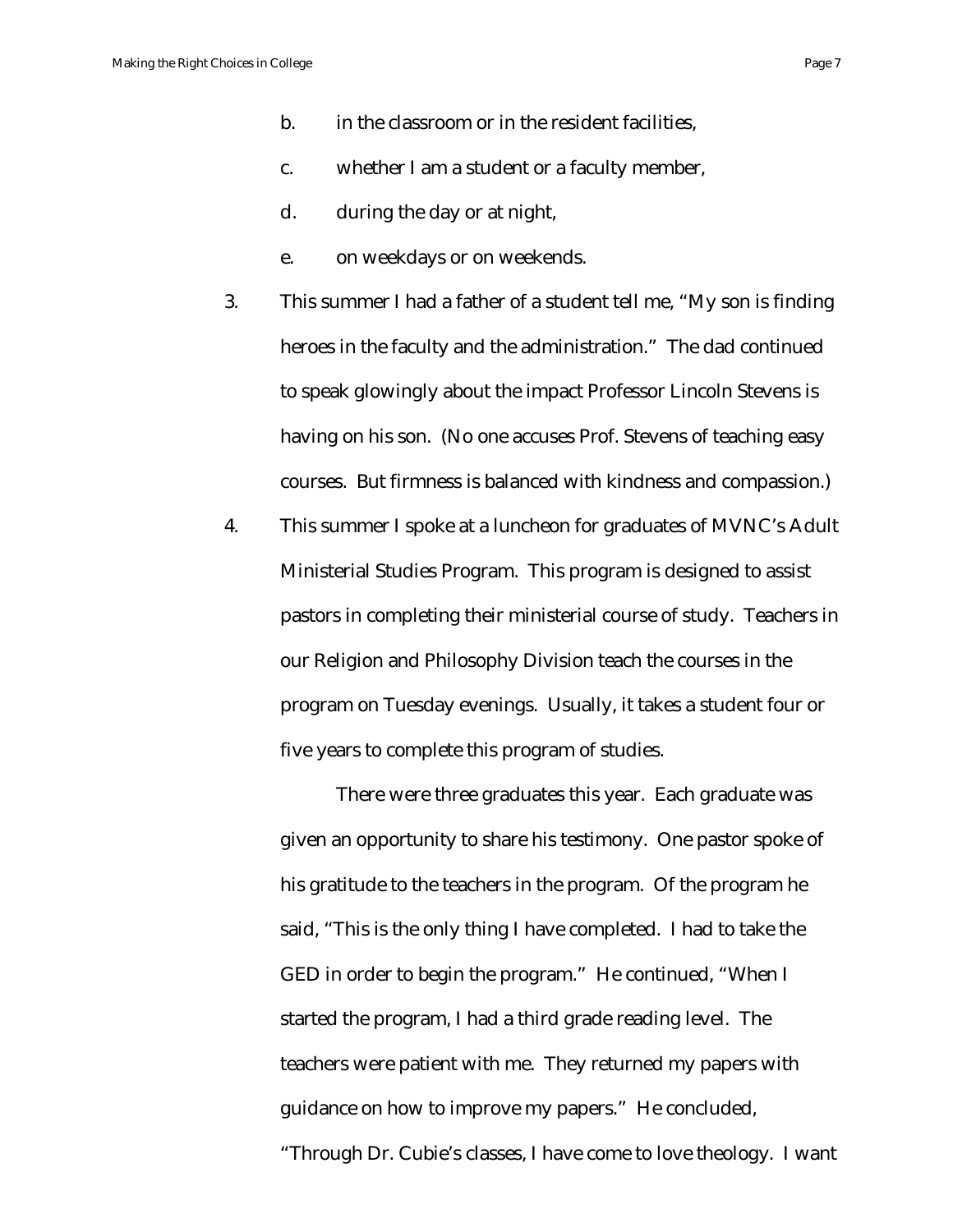b. in the classroom or in the resident facilities,

c. whether I am a student or a faculty member,

d. during the day or at night,

e. on weekdays or on weekends.

3. This summer I had a father of a student tell me, "My son is finding heroes in the faculty and the administration." The dad continued to speak glowingly about the impact Professor Lincoln Stevens is having on his son. (No one accuses Prof. Stevens of teaching easy courses. But firmness is balanced with kindness and compassion.)

4. This summer I spoke at a luncheon for graduates of MVNC's Adult Ministerial Studies Program. This program is designed to assist pastors in completing their ministerial course of study. Teachers in our Religion and Philosophy Division teach the courses in the program on Tuesday evenings. Usually, it takes a student four or five years to complete this program of studies.

   There were three graduates this year. Each graduate was given an opportunity to share his testimony. One pastor spoke of his gratitude to the teachers in the program. Of the program he said, "This is the only thing I have completed. I had to take the GED in order to begin the program." He continued, "When I started the program, I had a third grade reading level. The teachers were patient with me. They returned my papers with guidance on how to improve my papers." He concluded, "Through Dr. Cubie's classes, I have come to love theology. I want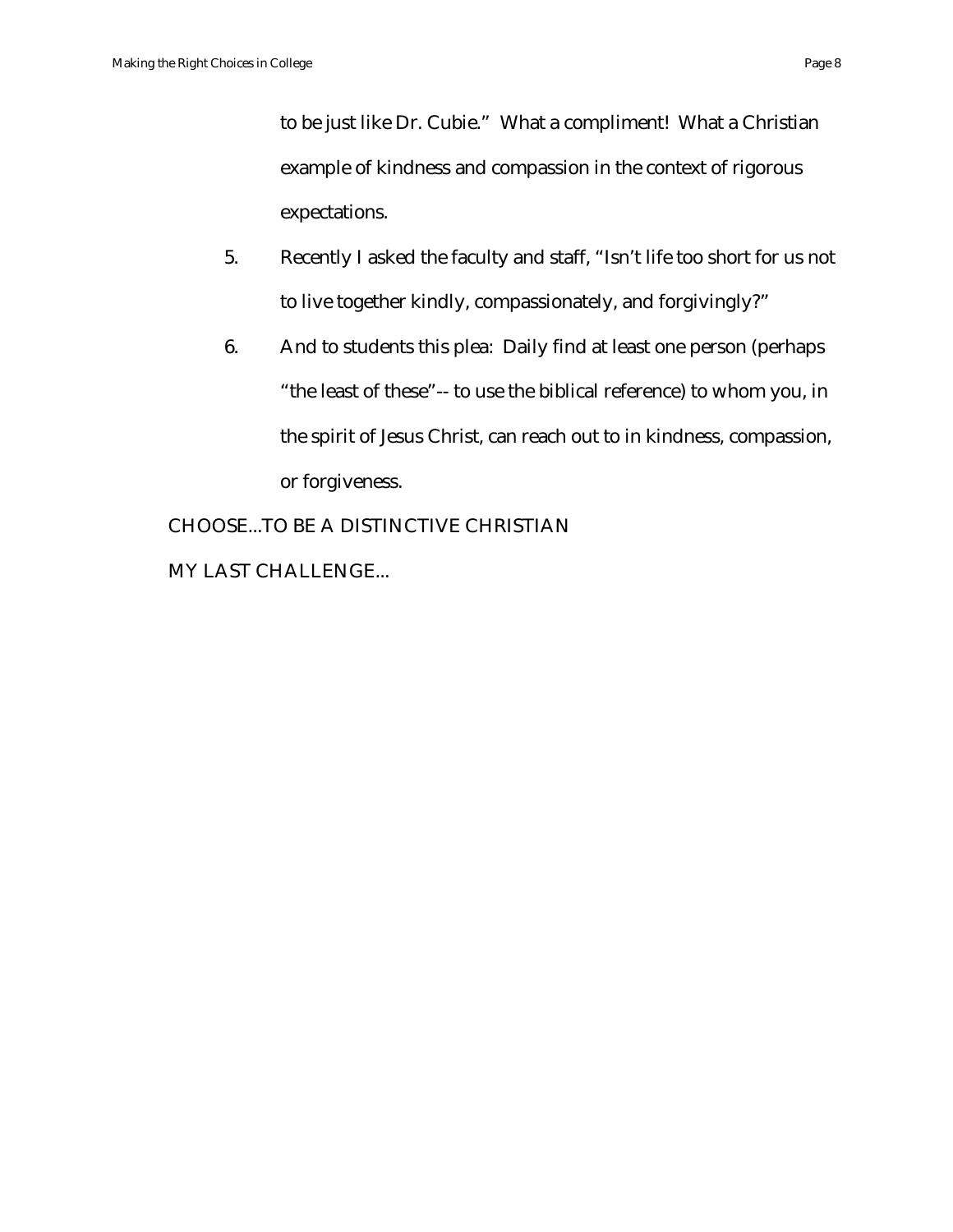to be just like Dr. Cubie." What a compliment! What a Christian example of kindness and compassion in the context of rigorous expectations.

5. Recently I asked the faculty and staff, "Isn't life too short for us not to live together kindly, compassionately, and forgivingly?"

6. And to students this plea: Daily find at least one person (perhaps "the least of these"-- to use the biblical reference) to whom you, in the spirit of Jesus Christ, can reach out to in kindness, compassion, or forgiveness.

CHOOSE...TO BE A DISTINCTIVE CHRISTIAN

MY LAST CHALLENGE...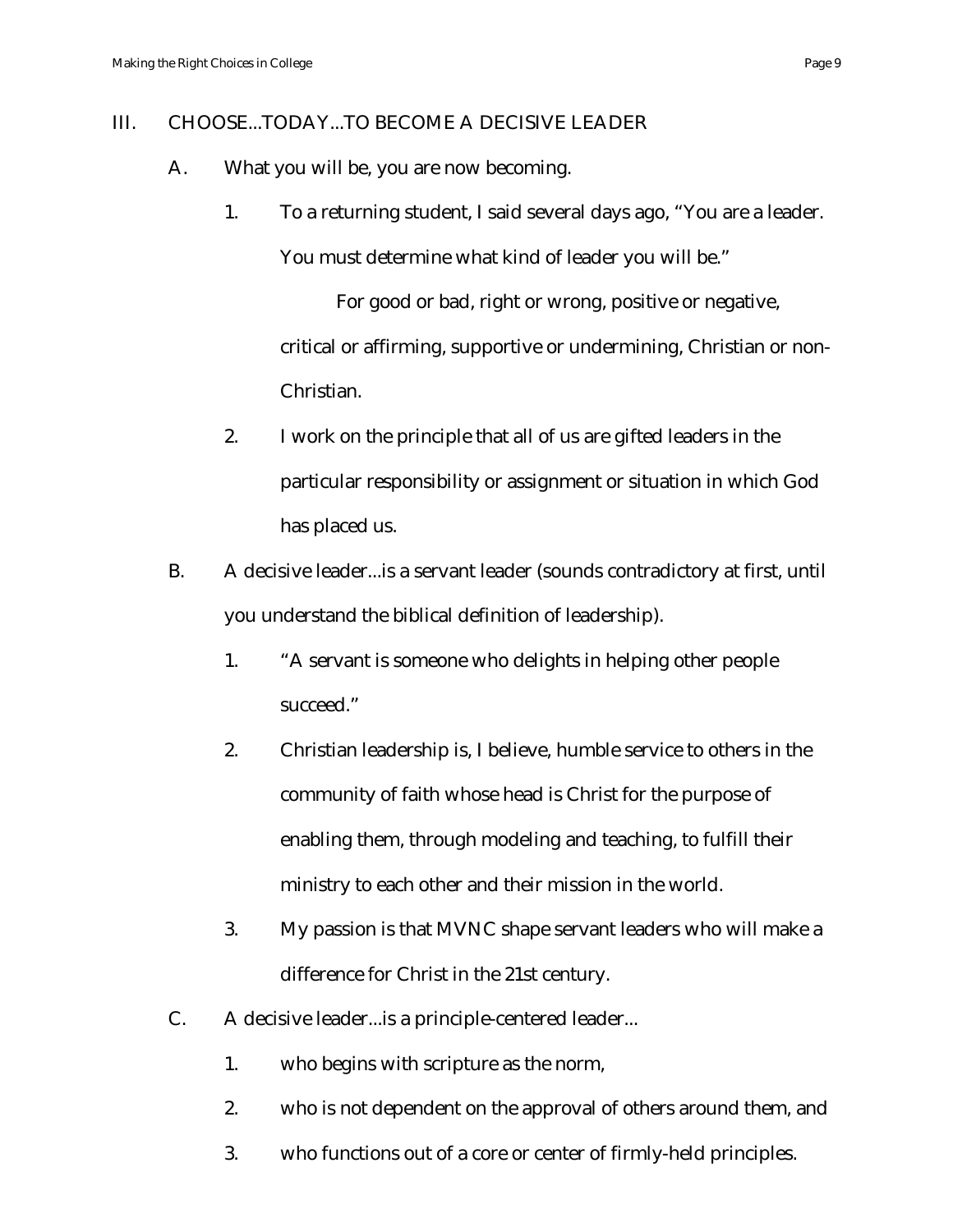## III. CHOOSE...TODAY...TO BECOME A DECISIVE LEADER

A. What you will be, you are now becoming.

1. To a returning student, I said several days ago, “You are a leader. You must determine what kind of leader you will be.”

   For good or bad, right or wrong, positive or negative, critical or affirming, supportive or undermining, Christian or non-Christian.

2. I work on the principle that all of us are gifted leaders in the particular responsibility or assignment or situation in which God has placed us.

B. A decisive leader...is a servant leader (sounds contradictory at first, until you understand the biblical definition of leadership).

1. “A servant is someone who delights in helping other people succeed.”

2. Christian leadership is, I believe, humble service to others in the community of faith whose head is Christ for the purpose of enabling them, through modeling and teaching, to fulfill their ministry to each other and their mission in the world.

3. My passion is that MVNC shape servant leaders who will make a difference for Christ in the 21st century.

C. A decisive leader...is a principle-centered leader...

1. who begins with scripture as the norm,

2. who is not dependent on the approval of others around them, and

3. who functions out of a core or center of firmly-held principles.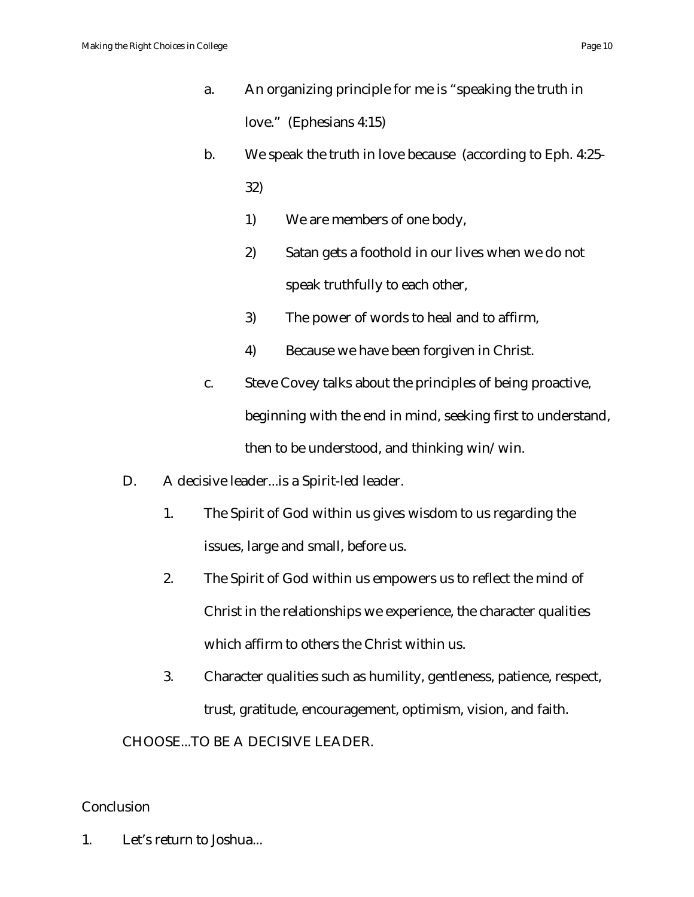a. An organizing principle for me is "speaking the truth in love." (Ephesians 4:15)

b. We speak the truth in love because (according to Eph. 4:25-32)

   1) We are members of one body,

   2) Satan gets a foothold in our lives when we do not speak truthfully to each other,

   3) The power of words to heal and to affirm,

   4) Because we have been forgiven in Christ.

c. Steve Covey talks about the principles of being proactive, beginning with the end in mind, seeking first to understand, then to be understood, and thinking win/win.

D. A decisive leader...is a Spirit-led leader.

   1. The Spirit of God within us gives wisdom to us regarding the issues, large and small, before us.

   2. The Spirit of God within us empowers us to reflect the mind of Christ in the relationships we experience, the character qualities which affirm to others the Christ within us.

   3. Character qualities such as humility, gentleness, patience, respect, trust, gratitude, encouragement, optimism, vision, and faith.

CHOOSE...TO BE A DECISIVE LEADER.

Conclusion

1. Let's return to Joshua...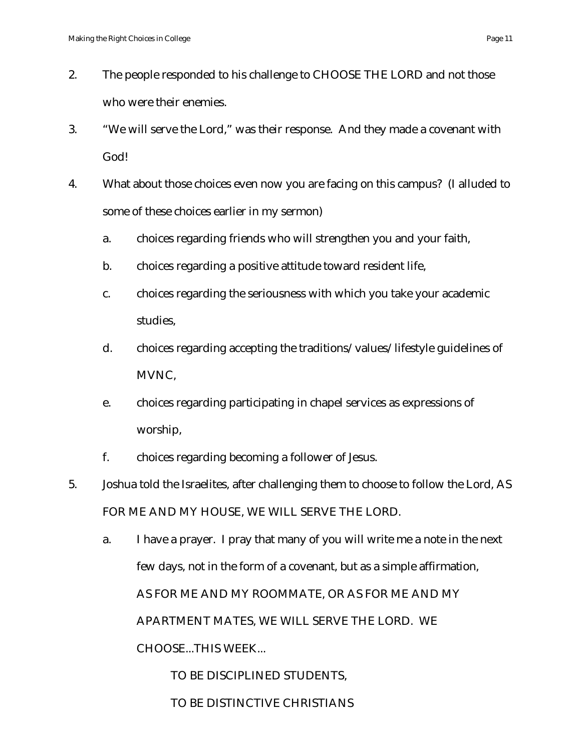2. The people responded to his challenge to CHOOSE THE LORD and not those who were their enemies.

3. "We will serve the Lord," was their response. And they made a covenant with God!

4. What about those choices even now you are facing on this campus? (I alluded to some of these choices earlier in my sermon)

   a. choices regarding friends who will strengthen you and your faith,

   b. choices regarding a positive attitude toward resident life,

   c. choices regarding the seriousness with which you take your academic studies,

   d. choices regarding accepting the traditions/values/lifestyle guidelines of MVNC,

   e. choices regarding participating in chapel services as expressions of worship,

   f. choices regarding becoming a follower of Jesus.

5. Joshua told the Israelites, after challenging them to choose to follow the Lord, AS FOR ME AND MY HOUSE, WE WILL SERVE THE LORD.

   a. I have a prayer. I pray that many of you will write me a note in the next few days, not in the form of a covenant, but as a simple affirmation, AS FOR ME AND MY ROOMMATE, OR AS FOR ME AND MY APARTMENT MATES, WE WILL SERVE THE LORD. WE CHOOSE...THIS WEEK...

      TO BE DISCIPLINED STUDENTS,

      TO BE DISTINCTIVE CHRISTIANS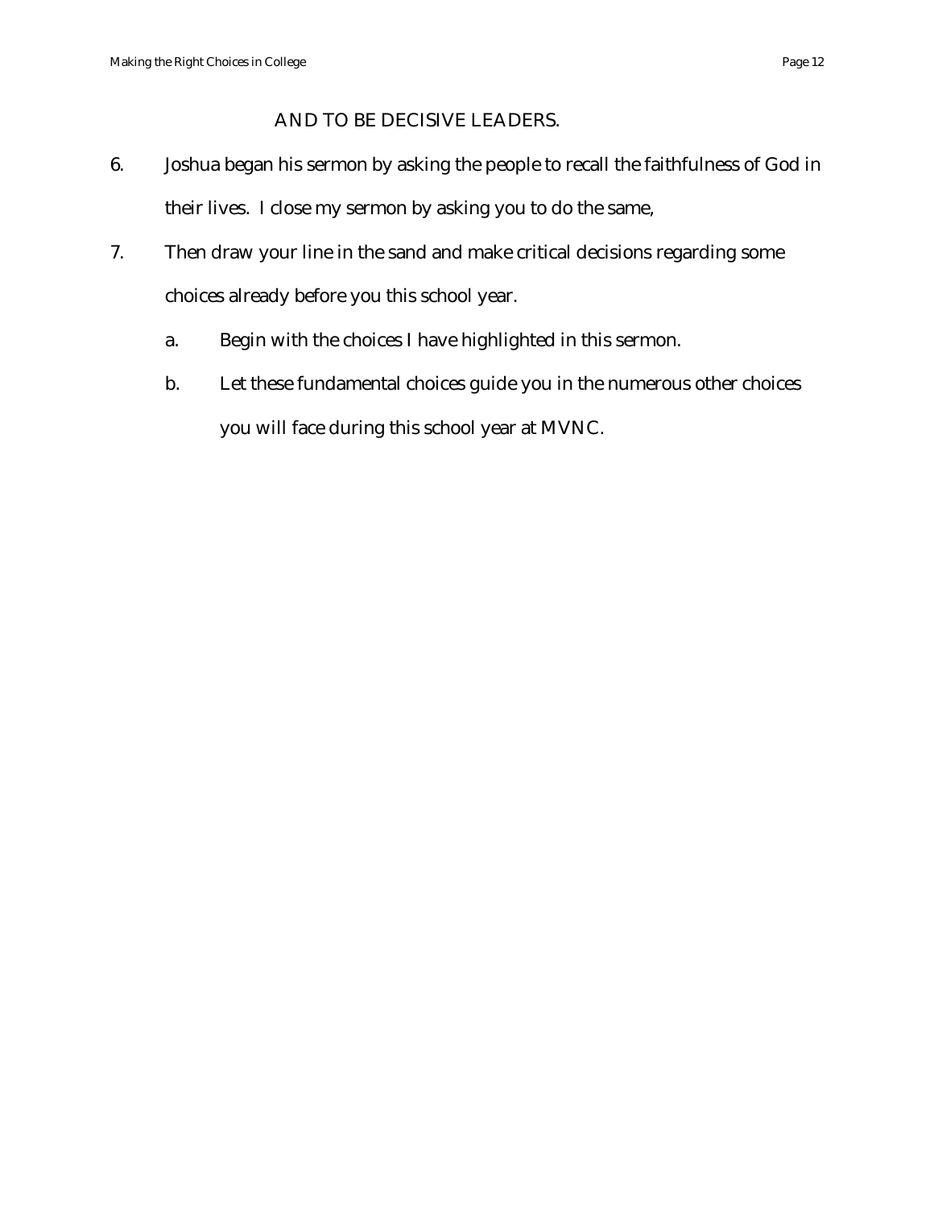AND TO BE DECISIVE LEADERS.

6. Joshua began his sermon by asking the people to recall the faithfulness of God in their lives. I close my sermon by asking you to do the same,

7. Then draw your line in the sand and make critical decisions regarding some choices already before you this school year.

   a. Begin with the choices I have highlighted in this sermon.

   b. Let these fundamental choices guide you in the numerous other choices you will face during this school year at MVNC.